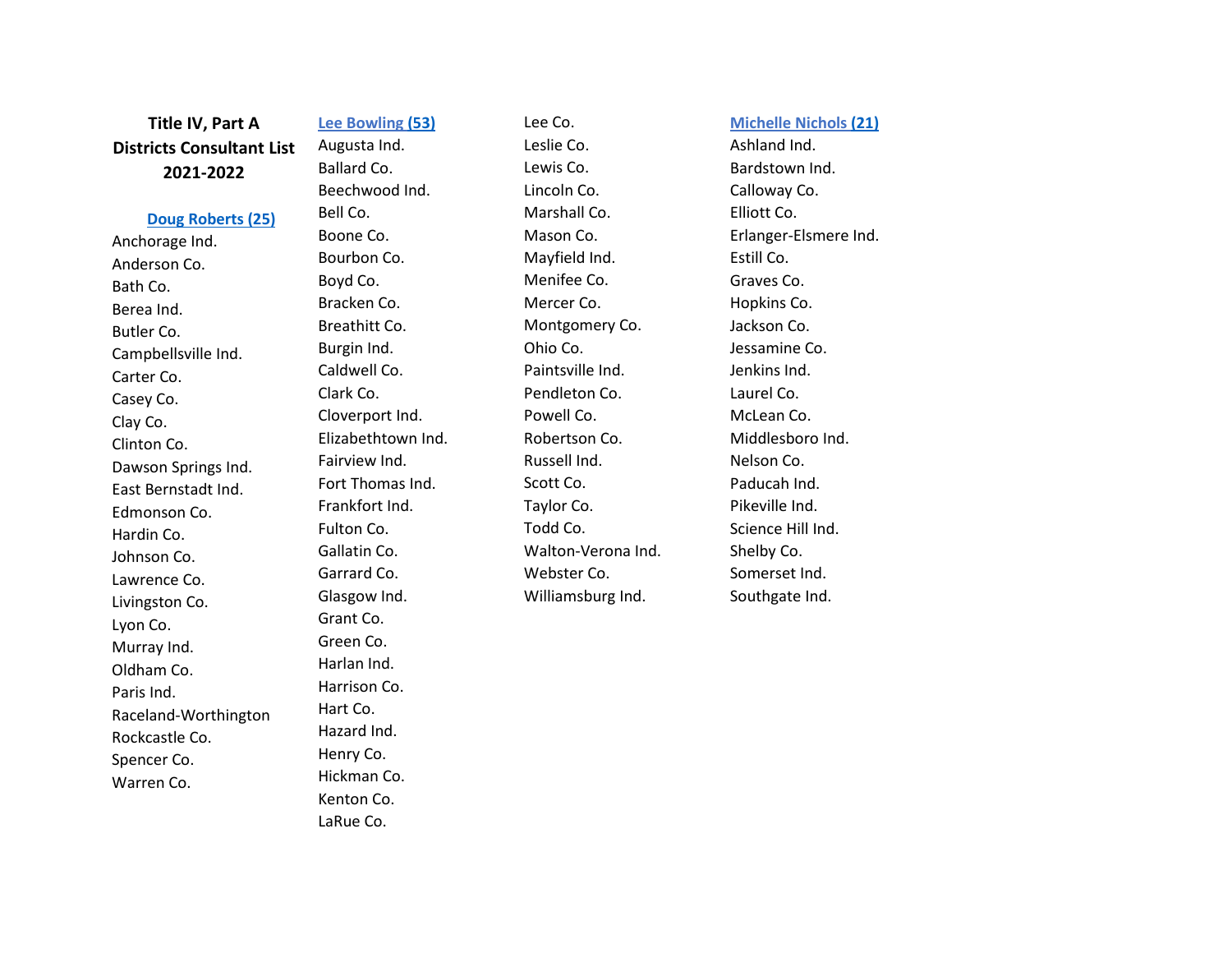# Title IV, Part A Districts Consultant List 2021-2022

## Doug Roberts (25)

- Anchorage Ind.
- Anderson Co.
- Bath Co.
- Berea Ind.
- Butler Co.
- Campbellsville Ind.
- Carter Co.
- Casey Co.
- Clay Co.
- Clinton Co.
- Dawson Springs Ind.
- East Bernstadt Ind.
- Edmonson Co.
- Hardin Co.
- Johnson Co.
- Lawrence Co.
- Livingston Co.
- Lyon Co.
- Murray Ind.
- Oldham Co.
- Paris Ind.
- Raceland-Worthington
- Rockcastle Co.
- Spencer Co.
- Warren Co.

## Lee Bowling (53)

- Augusta Ind.
- Ballard Co.
- Beechwood Ind.
- Bell Co.
- Boone Co.
- Bourbon Co.
- Boyd Co.
- Bracken Co.
- Breathitt Co.
- Burgin Ind.
- Caldwell Co.
- Clark Co.
- Cloverport Ind.
- Elizabethtown Ind.
- Fairview Ind.
- Fort Thomas Ind.
- Frankfort Ind.
- Fulton Co.
- Gallatin Co.
- Garrard Co.
- Glasgow Ind.
- Grant Co.
- Green Co.
- Harlan Ind.
- Harrison Co.
- Hart Co.
- Hazard Ind.
- Henry Co.
- Hickman Co.
- Kenton Co.
- LaRue Co.
- Lee Co.
- Leslie Co.
- Lewis Co.
- Lincoln Co.
- Marshall Co.
- Mason Co.
- Mayfield Ind.
- Menifee Co.
- Mercer Co.
- Montgomery Co.
- Ohio Co.
- Paintsville Ind.
- Pendleton Co.
- Powell Co.
- Robertson Co.
- Russell Ind.
- Scott Co.
- Taylor Co.
- Todd Co.
- Walton-Verona Ind.
- Webster Co.
- Williamsburg Ind.

## Michelle Nichols (21)

- Ashland Ind.
- Bardstown Ind.
- Calloway Co.
- Elliott Co.
- Erlanger-Elsmere Ind.
- Estill Co.
- Graves Co.
- Hopkins Co.
- Jackson Co.
- Jessamine Co.
- Jenkins Ind.
- Laurel Co.
- McLean Co.
- Middlesboro Ind.
- Nelson Co.
- Paducah Ind.
- Pikeville Ind.
- Science Hill Ind.
- Shelby Co.
- Somerset Ind.
- Southgate Ind.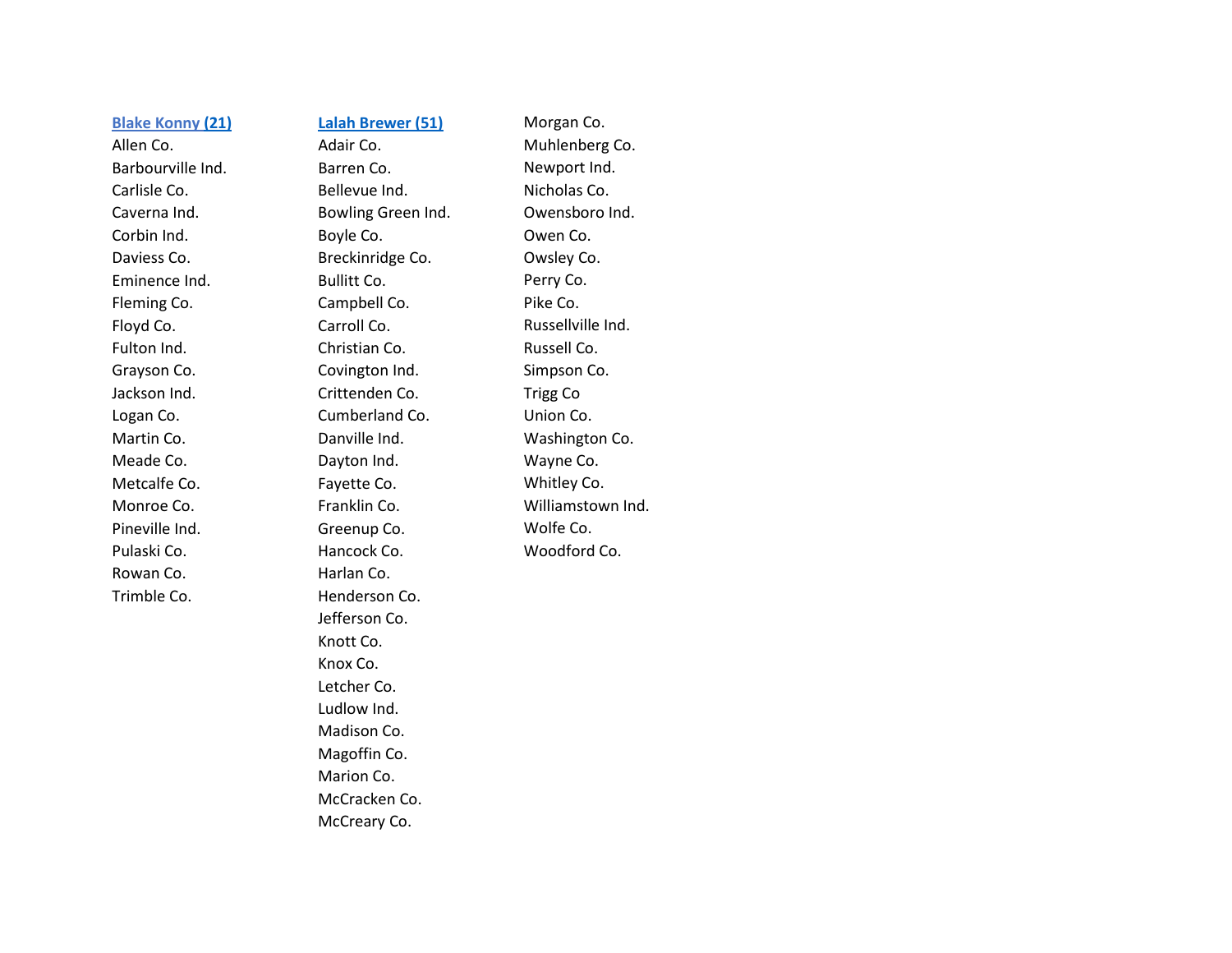**Blake Konny (21)**

Allen Co.
Barbourville Ind.
Carlisle Co.
Caverna Ind.
Corbin Ind.
Daviess Co.
Eminence Ind.
Fleming Co.
Floyd Co.
Fulton Ind.
Grayson Co.
Jackson Ind.
Logan Co.
Martin Co.
Meade Co.
Metcalfe Co.
Monroe Co.
Pineville Ind.
Pulaski Co.
Rowan Co.
Trimble Co.

**Lalah Brewer (51)**

Adair Co.
Barren Co.
Bellevue Ind.
Bowling Green Ind.
Boyle Co.
Breckinridge Co.
Bullitt Co.
Campbell Co.
Carroll Co.
Christian Co.
Covington Ind.
Crittenden Co.
Cumberland Co.
Danville Ind.
Dayton Ind.
Fayette Co.
Franklin Co.
Greenup Co.
Hancock Co.
Harlan Co.
Henderson Co.
Jefferson Co.
Knott Co.
Knox Co.
Letcher Co.
Ludlow Ind.
Madison Co.
Magoffin Co.
Marion Co.
McCracken Co.
McCreary Co.
Morgan Co.
Muhlenberg Co.
Newport Ind.
Nicholas Co.
Owensboro Ind.
Owen Co.
Owsley Co.
Perry Co.
Pike Co.
Russellville Ind.
Russell Co.
Simpson Co.
Trigg Co
Union Co.
Washington Co.
Wayne Co.
Whitley Co.
Williamstown Ind.
Wolfe Co.
Woodford Co.